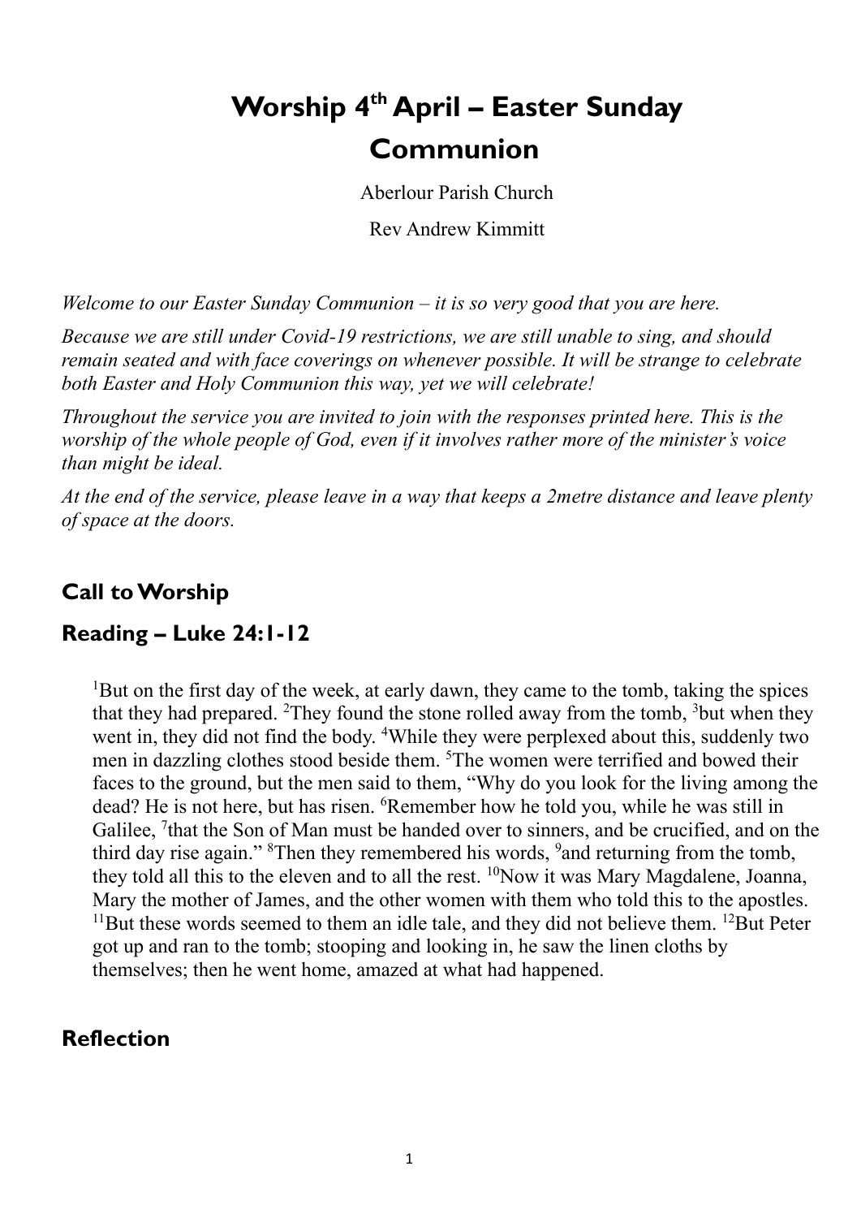# Worship 4th April – Easter Sunday Communion

Aberlour Parish Church

Rev Andrew Kimmitt

*Welcome to our Easter Sunday Communion – it is so very good that you are here.*

*Because we are still under Covid-19 restrictions, we are still unable to sing, and should remain seated and with face coverings on whenever possible. It will be strange to celebrate both Easter and Holy Communion this way, yet we will celebrate!*

*Throughout the service you are invited to join with the responses printed here. This is the worship of the whole people of God, even if it involves rather more of the minister's voice than might be ideal.*

*At the end of the service, please leave in a way that keeps a 2metre distance and leave plenty of space at the doors.*

## Call to Worship

## Reading – Luke 24:1-12

> [1]But on the first day of the week, at early dawn, they came to the tomb, taking the spices that they had prepared. [2]They found the stone rolled away from the tomb, [3]but when they went in, they did not find the body. [4]While they were perplexed about this, suddenly two men in dazzling clothes stood beside them. [5]The women were terrified and bowed their faces to the ground, but the men said to them, "Why do you look for the living among the dead? He is not here, but has risen. [6]Remember how he told you, while he was still in Galilee, [7]that the Son of Man must be handed over to sinners, and be crucified, and on the third day rise again." [8]Then they remembered his words, [9]and returning from the tomb, they told all this to the eleven and to all the rest. [10]Now it was Mary Magdalene, Joanna, Mary the mother of James, and the other women with them who told this to the apostles. [11]But these words seemed to them an idle tale, and they did not believe them. [12]But Peter got up and ran to the tomb; stooping and looking in, he saw the linen cloths by themselves; then he went home, amazed at what had happened.

## Reflection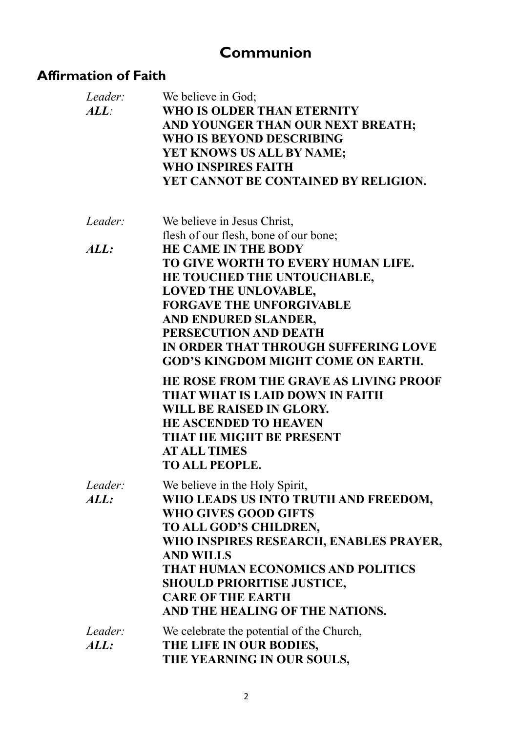# Communion

## Affirmation of Faith

*Leader:* We believe in God;

*ALL:* **WHO IS OLDER THAN ETERNITY**
**AND YOUNGER THAN OUR NEXT BREATH;**
**WHO IS BEYOND DESCRIBING**
**YET KNOWS US ALL BY NAME;**
**WHO INSPIRES FAITH**
**YET CANNOT BE CONTAINED BY RELIGION.**

*Leader:* We believe in Jesus Christ,
flesh of our flesh, bone of our bone;

*ALL:* **HE CAME IN THE BODY**
**TO GIVE WORTH TO EVERY HUMAN LIFE.**
**HE TOUCHED THE UNTOUCHABLE,**
**LOVED THE UNLOVABLE,**
**FORGAVE THE UNFORGIVABLE**
**AND ENDURED SLANDER,**
**PERSECUTION AND DEATH**
**IN ORDER THAT THROUGH SUFFERING LOVE**
**GOD'S KINGDOM MIGHT COME ON EARTH.**

**HE ROSE FROM THE GRAVE AS LIVING PROOF**
**THAT WHAT IS LAID DOWN IN FAITH**
**WILL BE RAISED IN GLORY.**
**HE ASCENDED TO HEAVEN**
**THAT HE MIGHT BE PRESENT**
**AT ALL TIMES**
**TO ALL PEOPLE.**

*Leader:* We believe in the Holy Spirit,

*ALL:* **WHO LEADS US INTO TRUTH AND FREEDOM,**
**WHO GIVES GOOD GIFTS**
**TO ALL GOD'S CHILDREN,**
**WHO INSPIRES RESEARCH, ENABLES PRAYER,**
**AND WILLS**
**THAT HUMAN ECONOMICS AND POLITICS**
**SHOULD PRIORITISE JUSTICE,**
**CARE OF THE EARTH**
**AND THE HEALING OF THE NATIONS.**

*Leader:* We celebrate the potential of the Church,

*ALL:* **THE LIFE IN OUR BODIES,**
**THE YEARNING IN OUR SOULS,**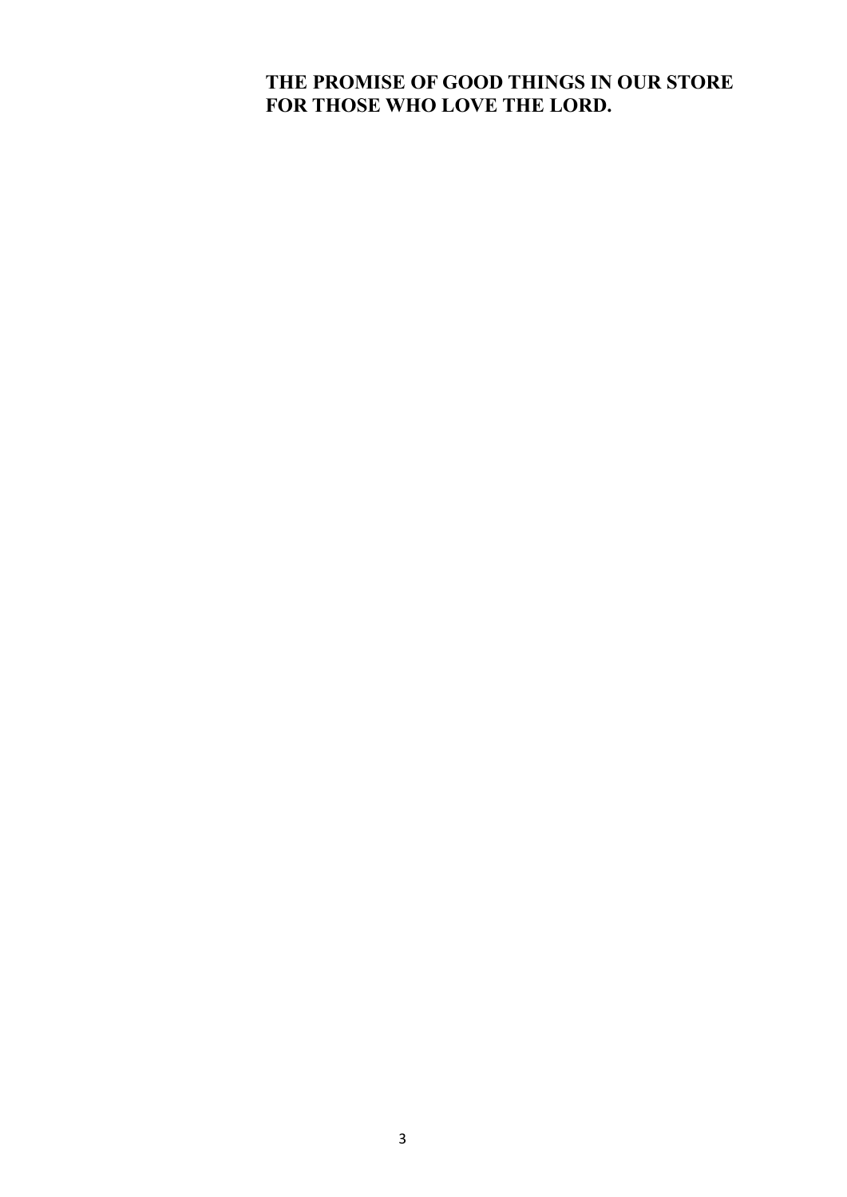## THE PROMISE OF GOOD THINGS IN OUR STORE FOR THOSE WHO LOVE THE LORD.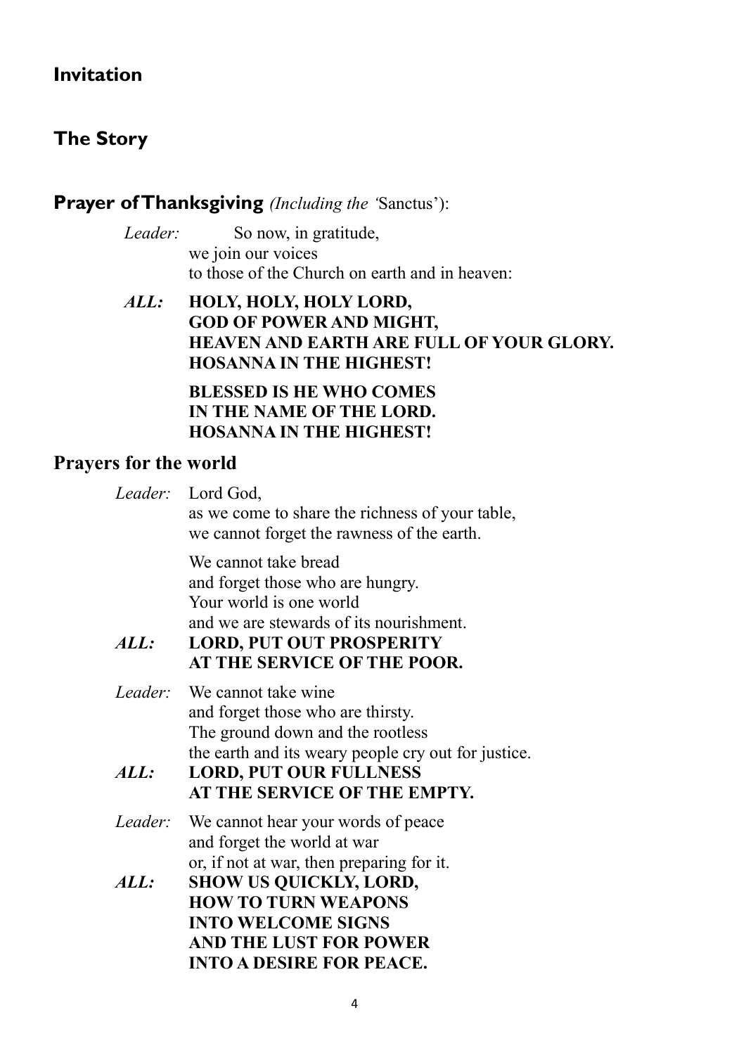## Invitation

## The Story

## Prayer of Thanksgiving *(Including the '*Sanctus'):

*Leader:* So now, in gratitude,
we join our voices
to those of the Church on earth and in heaven:

*ALL:* **HOLY, HOLY, HOLY LORD,
GOD OF POWER AND MIGHT,
HEAVEN AND EARTH ARE FULL OF YOUR GLORY.
HOSANNA IN THE HIGHEST!**

**BLESSED IS HE WHO COMES
IN THE NAME OF THE LORD.
HOSANNA IN THE HIGHEST!**

## Prayers for the world

*Leader:* Lord God,
as we come to share the richness of your table,
we cannot forget the rawness of the earth.

We cannot take bread
and forget those who are hungry.
Your world is one world
and we are stewards of its nourishment.

*ALL:* **LORD, PUT OUT PROSPERITY
AT THE SERVICE OF THE POOR.**

*Leader:* We cannot take wine
and forget those who are thirsty.
The ground down and the rootless
the earth and its weary people cry out for justice.

*ALL:* **LORD, PUT OUR FULLNESS
AT THE SERVICE OF THE EMPTY.**

*Leader:* We cannot hear your words of peace
and forget the world at war
or, if not at war, then preparing for it.

*ALL:* **SHOW US QUICKLY, LORD,
HOW TO TURN WEAPONS
INTO WELCOME SIGNS
AND THE LUST FOR POWER
INTO A DESIRE FOR PEACE.**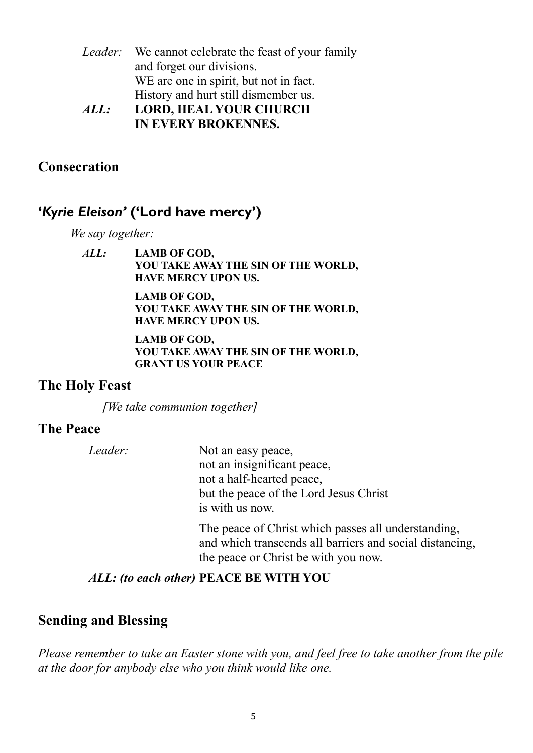*Leader:* We cannot celebrate the feast of your family
and forget our divisions.
WE are one in spirit, but not in fact.
History and hurt still dismember us.

***ALL:*** **LORD, HEAL YOUR CHURCH
IN EVERY BROKENNES.**

## Consecration

## '*Kyrie Eleison*' ('Lord have mercy')

*We say together:*

***ALL:*** **LAMB OF GOD,
YOU TAKE AWAY THE SIN OF THE WORLD,
HAVE MERCY UPON US.**

**LAMB OF GOD,
YOU TAKE AWAY THE SIN OF THE WORLD,
HAVE MERCY UPON US.**

**LAMB OF GOD,
YOU TAKE AWAY THE SIN OF THE WORLD,
GRANT US YOUR PEACE**

## The Holy Feast

*[We take communion together]*

## The Peace

*Leader:* Not an easy peace,
not an insignificant peace,
not a half-hearted peace,
but the peace of the Lord Jesus Christ
is with us now.

The peace of Christ which passes all understanding,
and which transcends all barriers and social distancing,
the peace or Christ be with you now.

***ALL: (to each other)*** **PEACE BE WITH YOU**

## Sending and Blessing

*Please remember to take an Easter stone with you, and feel free to take another from the pile at the door for anybody else who you think would like one.*